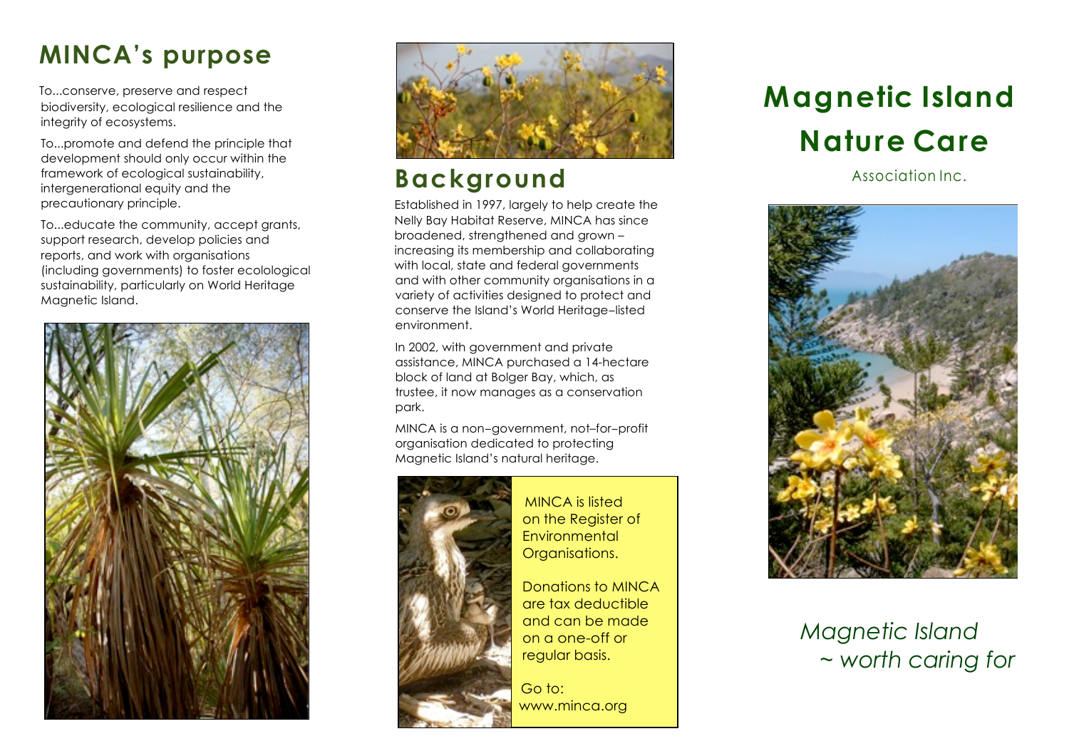## MINCA's purpose

To...conserve, preserve and respect biodiversity, ecological resilience and the integrity of ecosystems.

To...promote and defend the principle that development should only occur within the framework of ecological sustainability, intergenerational equity and the precautionary principle.

To...educate the community, accept grants, support research, develop policies and reports, and work with organisations (including governments) to foster ecolological sustainability, particularly on World Heritage Magnetic Island.

## Background

Established in 1997, largely to help create the Nelly Bay Habitat Reserve, MINCA has since broadened, strengthened and grown – increasing its membership and collaborating with local, state and federal governments and with other community organisations in a variety of activities designed to protect and conserve the Island's World Heritage–listed environment.

In 2002, with government and private assistance, MINCA purchased a 14-hectare block of land at Bolger Bay, which, as trustee, it now manages as a conservation park.

MINCA is a non–government, not–for–profit organisation dedicated to protecting Magnetic Island's natural heritage.

MINCA is listed on the Register of Environmental Organisations.

Donations to MINCA are tax deductible and can be made on a one-off or regular basis.

Go to: www.minca.org

# Magnetic Island Nature Care

Association Inc.

*Magnetic Island ~ worth caring for*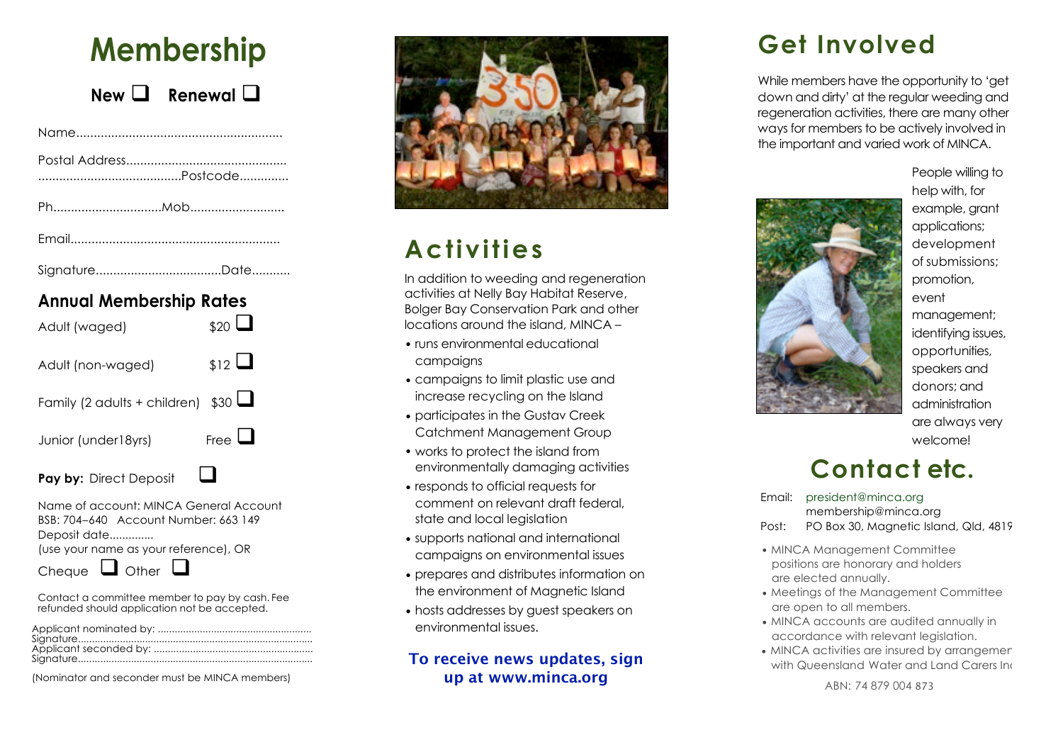# Membership

**New** ❑ **Renewal** ❑

Name..........................................................

Postal Address.............................................
........................................Postcode.............

Ph..............................Mob..........................

Email...........................................................

Signature...................................Date...........

## Annual Membership Rates

| | | |
|---|---|---|
| Adult (waged) | $20 | ❑ |
| Adult (non-waged) | $12 | ❑ |
| Family (2 adults + children) | $30 | ❑ |
| Junior (under18yrs) | Free | ❑ |

**Pay by:** Direct Deposit ❑

Name of account: MINCA General Account
BSB: 704–640 Account Number: 663 149
Deposit date.............
(use your name as your reference), OR

Cheque ❑ Other ❑

Contact a committee member to pay by cash. Fee refunded should application not be accepted.

Applicant nominated by: ......................................................
Signature...................................................................................
Applicant seconded by: .......................................................
Signature...................................................................................

(Nominator and seconder must be MINCA members)

# Activities

In addition to weeding and regeneration activities at Nelly Bay Habitat Reserve, Bolger Bay Conservation Park and other locations around the island, MINCA –

- runs environmental educational campaigns
- campaigns to limit plastic use and increase recycling on the Island
- participates in the Gustav Creek Catchment Management Group
- works to protect the island from environmentally damaging activities
- responds to official requests for comment on relevant draft federal, state and local legislation
- supports national and international campaigns on environmental issues
- prepares and distributes information on the environment of Magnetic Island
- hosts addresses by guest speakers on environmental issues.

**To receive news updates, sign up at www.minca.org**

# Get Involved

While members have the opportunity to 'get down and dirty' at the regular weeding and regeneration activities, there are many other ways for members to be actively involved in the important and varied work of MINCA.

People willing to help with, for example, grant applications; development of submissions; promotion, event management; identifying issues, opportunities, speakers and donors; and administration are always very welcome!

# Contact etc.

Email: president@minca.org
membership@minca.org
Post: PO Box 30, Magnetic Island, Qld, 4819

- MINCA Management Committee positions are honorary and holders are elected annually.
- Meetings of the Management Committee are open to all members.
- MINCA accounts are audited annually in accordance with relevant legislation.
- MINCA activities are insured by arrangement with Queensland Water and Land Carers Inc

ABN: 74 879 004 873